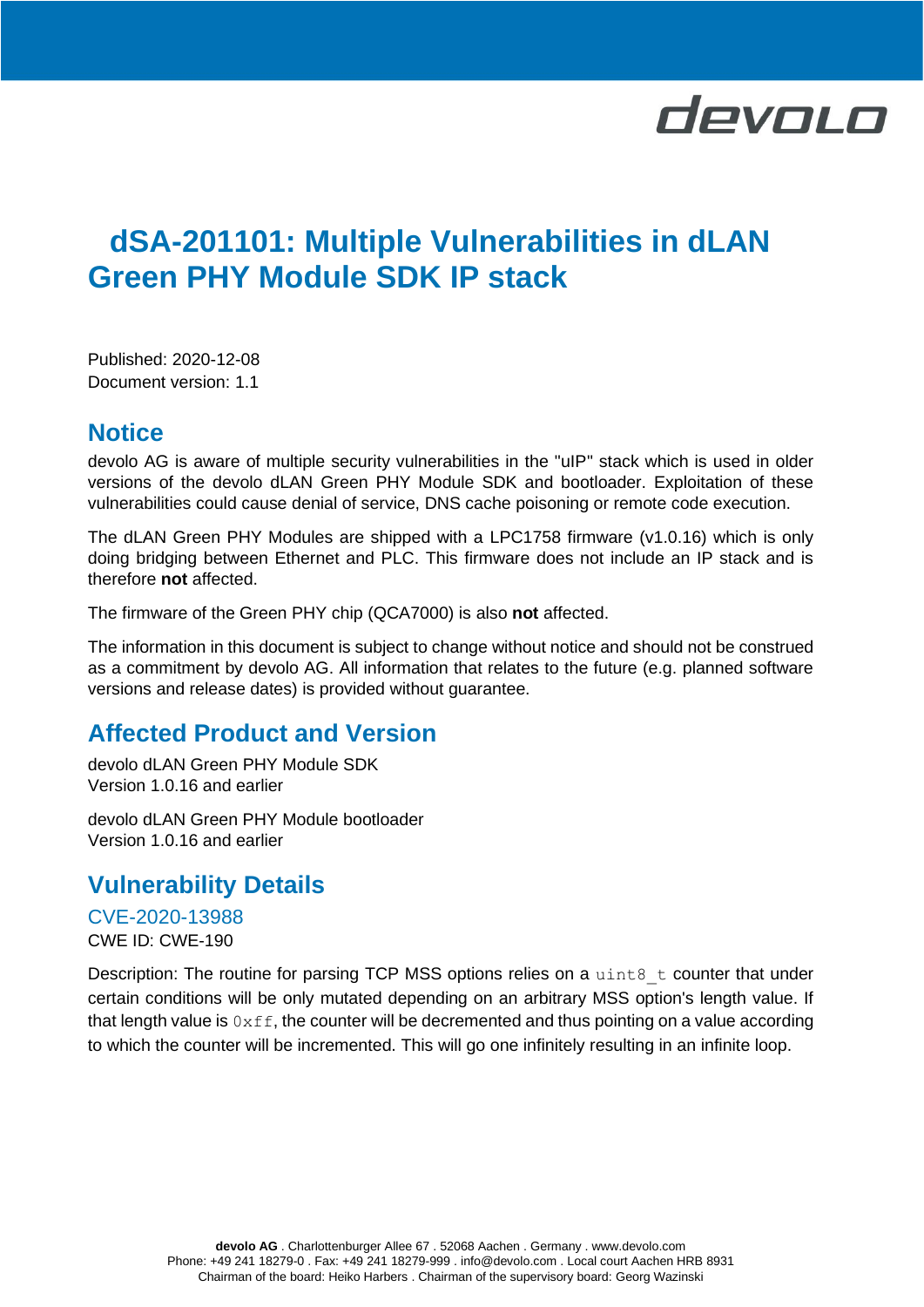# dSA-201101: Multiple Vulnerabilities in dLAN Green PHY Module SDK IP stack

Published: 2020-12-08
Document version: 1.1

## Notice

devolo AG is aware of multiple security vulnerabilities in the "uIP" stack which is used in older versions of the devolo dLAN Green PHY Module SDK and bootloader. Exploitation of these vulnerabilities could cause denial of service, DNS cache poisoning or remote code execution.

The dLAN Green PHY Modules are shipped with a LPC1758 firmware (v1.0.16) which is only doing bridging between Ethernet and PLC. This firmware does not include an IP stack and is therefore **not** affected.

The firmware of the Green PHY chip (QCA7000) is also **not** affected.

The information in this document is subject to change without notice and should not be construed as a commitment by devolo AG. All information that relates to the future (e.g. planned software versions and release dates) is provided without guarantee.

## Affected Product and Version

devolo dLAN Green PHY Module SDK
Version 1.0.16 and earlier

devolo dLAN Green PHY Module bootloader
Version 1.0.16 and earlier

## Vulnerability Details

### CVE-2020-13988

CWE ID: CWE-190

Description: The routine for parsing TCP MSS options relies on a `uint8_t` counter that under certain conditions will be only mutated depending on an arbitrary MSS option's length value. If that length value is `0xff`, the counter will be decremented and thus pointing on a value according to which the counter will be incremented. This will go one infinitely resulting in an infinite loop.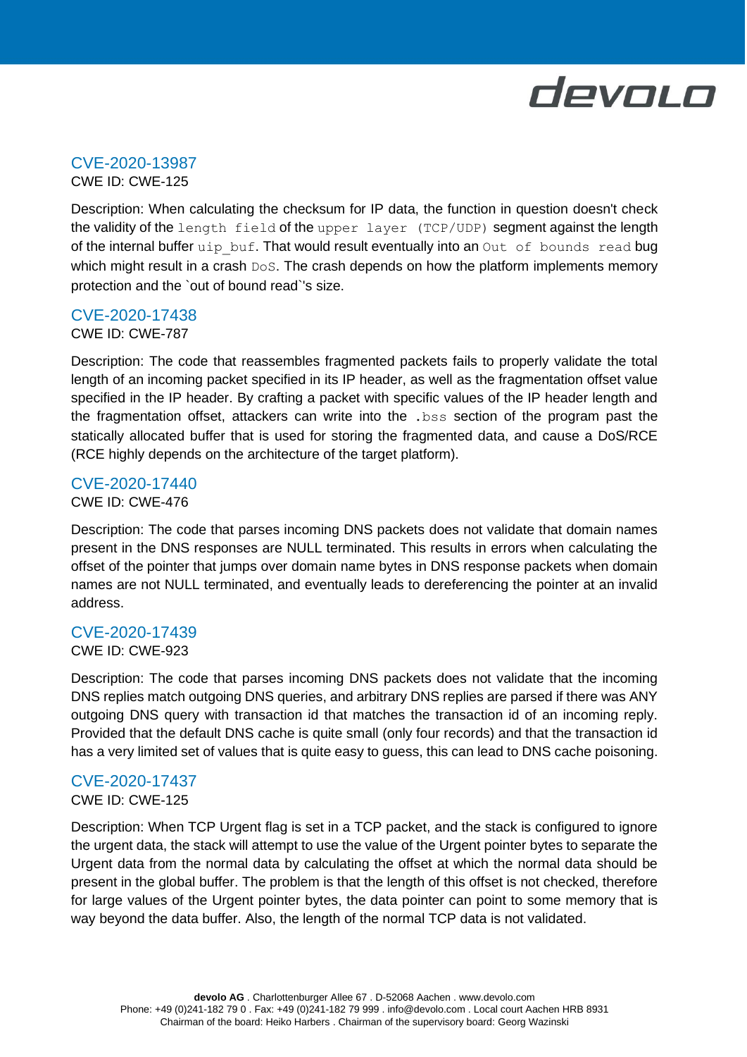## CVE-2020-13987

CWE ID: CWE-125

Description: When calculating the checksum for IP data, the function in question doesn't check the validity of the `length field` of the `upper layer (TCP/UDP)` segment against the length of the internal buffer `uip_buf`. That would result eventually into an `Out of bounds read` bug which might result in a crash `DoS`. The crash depends on how the platform implements memory protection and the `out of bound read`'s size.

## CVE-2020-17438

CWE ID: CWE-787

Description: The code that reassembles fragmented packets fails to properly validate the total length of an incoming packet specified in its IP header, as well as the fragmentation offset value specified in the IP header. By crafting a packet with specific values of the IP header length and the fragmentation offset, attackers can write into the `.bss` section of the program past the statically allocated buffer that is used for storing the fragmented data, and cause a DoS/RCE (RCE highly depends on the architecture of the target platform).

## CVE-2020-17440

CWE ID: CWE-476

Description: The code that parses incoming DNS packets does not validate that domain names present in the DNS responses are NULL terminated. This results in errors when calculating the offset of the pointer that jumps over domain name bytes in DNS response packets when domain names are not NULL terminated, and eventually leads to dereferencing the pointer at an invalid address.

## CVE-2020-17439

CWE ID: CWE-923

Description: The code that parses incoming DNS packets does not validate that the incoming DNS replies match outgoing DNS queries, and arbitrary DNS replies are parsed if there was ANY outgoing DNS query with transaction id that matches the transaction id of an incoming reply. Provided that the default DNS cache is quite small (only four records) and that the transaction id has a very limited set of values that is quite easy to guess, this can lead to DNS cache poisoning.

## CVE-2020-17437

CWE ID: CWE-125

Description: When TCP Urgent flag is set in a TCP packet, and the stack is configured to ignore the urgent data, the stack will attempt to use the value of the Urgent pointer bytes to separate the Urgent data from the normal data by calculating the offset at which the normal data should be present in the global buffer. The problem is that the length of this offset is not checked, therefore for large values of the Urgent pointer bytes, the data pointer can point to some memory that is way beyond the data buffer. Also, the length of the normal TCP data is not validated.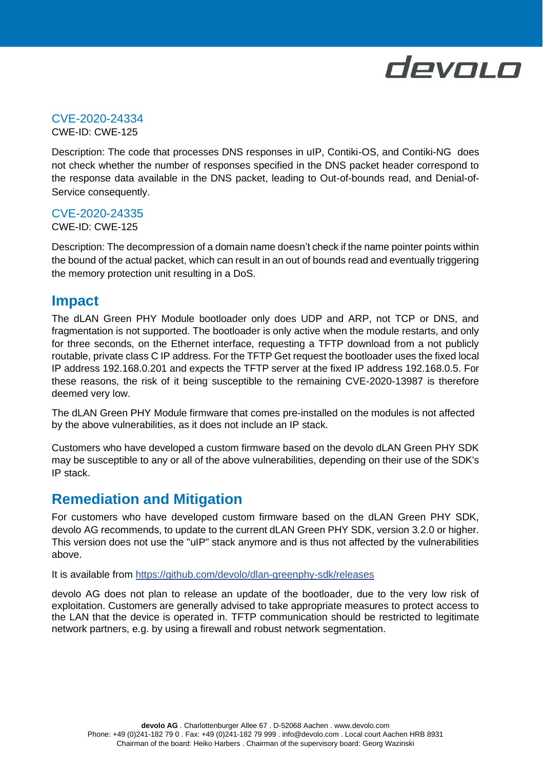CVE-2020-24334

CWE-ID: CWE-125

Description: The code that processes DNS responses in uIP, Contiki-OS, and Contiki-NG does not check whether the number of responses specified in the DNS packet header correspond to the response data available in the DNS packet, leading to Out-of-bounds read, and Denial-of-Service consequently.

CVE-2020-24335

CWE-ID: CWE-125

Description: The decompression of a domain name doesn't check if the name pointer points within the bound of the actual packet, which can result in an out of bounds read and eventually triggering the memory protection unit resulting in a DoS.

## Impact

The dLAN Green PHY Module bootloader only does UDP and ARP, not TCP or DNS, and fragmentation is not supported. The bootloader is only active when the module restarts, and only for three seconds, on the Ethernet interface, requesting a TFTP download from a not publicly routable, private class C IP address. For the TFTP Get request the bootloader uses the fixed local IP address 192.168.0.201 and expects the TFTP server at the fixed IP address 192.168.0.5. For these reasons, the risk of it being susceptible to the remaining CVE-2020-13987 is therefore deemed very low.

The dLAN Green PHY Module firmware that comes pre-installed on the modules is not affected by the above vulnerabilities, as it does not include an IP stack.

Customers who have developed a custom firmware based on the devolo dLAN Green PHY SDK may be susceptible to any or all of the above vulnerabilities, depending on their use of the SDK's IP stack.

## Remediation and Mitigation

For customers who have developed custom firmware based on the dLAN Green PHY SDK, devolo AG recommends, to update to the current dLAN Green PHY SDK, version 3.2.0 or higher. This version does not use the "uIP" stack anymore and is thus not affected by the vulnerabilities above.

It is available from https://github.com/devolo/dlan-greenphy-sdk/releases

devolo AG does not plan to release an update of the bootloader, due to the very low risk of exploitation. Customers are generally advised to take appropriate measures to protect access to the LAN that the device is operated in. TFTP communication should be restricted to legitimate network partners, e.g. by using a firewall and robust network segmentation.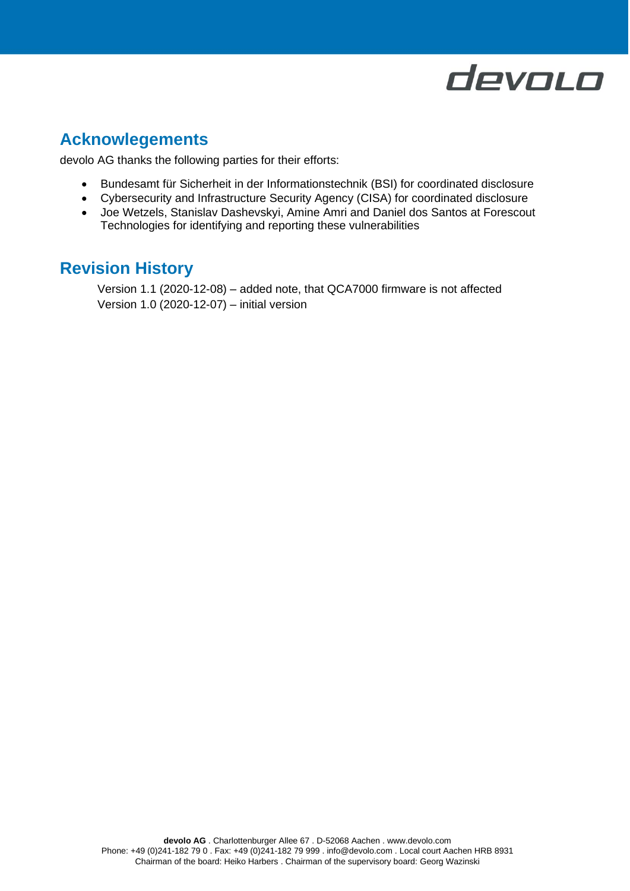## Acknowlegements

devolo AG thanks the following parties for their efforts:

- Bundesamt für Sicherheit in der Informationstechnik (BSI) for coordinated disclosure
- Cybersecurity and Infrastructure Security Agency (CISA) for coordinated disclosure
- Joe Wetzels, Stanislav Dashevskyi, Amine Amri and Daniel dos Santos at Forescout Technologies for identifying and reporting these vulnerabilities

## Revision History

Version 1.1 (2020-12-08) – added note, that QCA7000 firmware is not affected
Version 1.0 (2020-12-07) – initial version